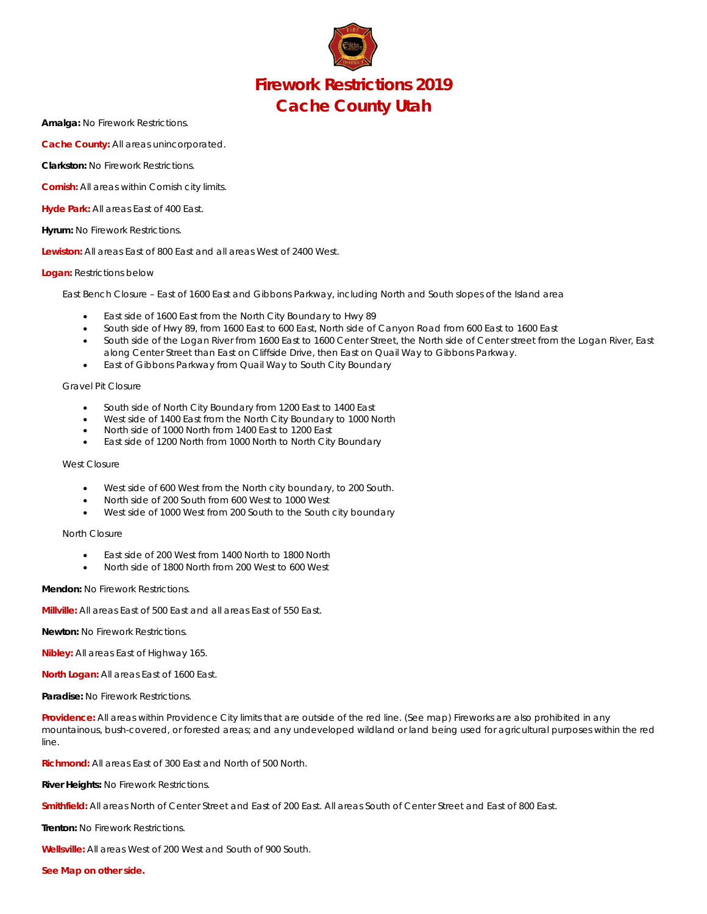# Firework Restrictions 2019
# Cache County Utah

**Amalga:** No Firework Restrictions.

**Cache County:** All areas unincorporated.

**Clarkston:** No Firework Restrictions.

**Cornish:** All areas within Cornish city limits.

**Hyde Park:** All areas East of 400 East.

**Hyrum:** No Firework Restrictions.

**Lewiston:** All areas East of 800 East and all areas West of 2400 West.

**Logan:** Restrictions below

East Bench Closure – East of 1600 East and Gibbons Parkway, including North and South slopes of the Island area

- East side of 1600 East from the North City Boundary to Hwy 89
- South side of Hwy 89, from 1600 East to 600 East, North side of Canyon Road from 600 East to 1600 East
- South side of the Logan River from 1600 East to 1600 Center Street, the North side of Center street from the Logan River, East along Center Street than East on Cliffside Drive, then East on Quail Way to Gibbons Parkway.
- East of Gibbons Parkway from Quail Way to South City Boundary

Gravel Pit Closure

- South side of North City Boundary from 1200 East to 1400 East
- West side of 1400 East from the North City Boundary to 1000 North
- North side of 1000 North from 1400 East to 1200 East
- East side of 1200 North from 1000 North to North City Boundary

West Closure

- West side of 600 West from the North city boundary, to 200 South.
- North side of 200 South from 600 West to 1000 West
- West side of 1000 West from 200 South to the South city boundary

North Closure

- East side of 200 West from 1400 North to 1800 North
- North side of 1800 North from 200 West to 600 West

**Mendon:** No Firework Restrictions.

**Millville:** All areas East of 500 East and all areas East of 550 East.

**Newton:** No Firework Restrictions.

**Nibley:** All areas East of Highway 165.

**North Logan:** All areas East of 1600 East.

**Paradise:** No Firework Restrictions.

**Providence:** All areas within Providence City limits that are outside of the red line. (See map) Fireworks are also prohibited in any mountainous, bush-covered, or forested areas; and any undeveloped wildland or land being used for agricultural purposes within the red line.

**Richmond:** All areas East of 300 East and North of 500 North.

**River Heights:** No Firework Restrictions.

**Smithfield:** All areas North of Center Street and East of 200 East. All areas South of Center Street and East of 800 East.

**Trenton:** No Firework Restrictions.

**Wellsville:** All areas West of 200 West and South of 900 South.

**See Map on other side.**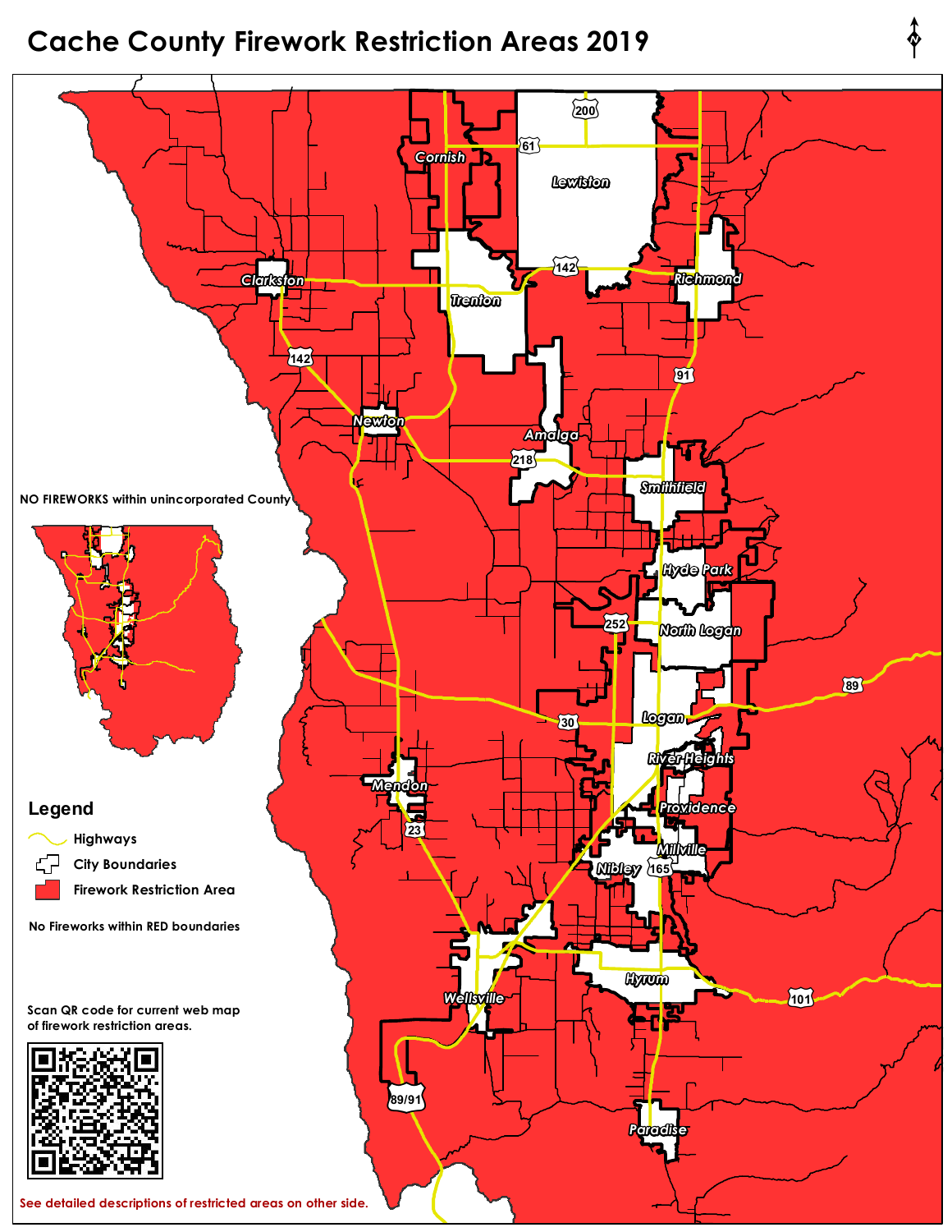# Cache County Firework Restriction Areas 2019

NO FIREWORKS within unincorporated County

Cornish
Lewiston
Clarkston
Trenton
Richmond
Newton
Amalga
Smithfield
Hyde Park
North Logan
Logan
River Heights
Providence
Millville
Nibley
Mendon
Wellsville
Hyrum
Paradise

200
61
142
91
218
252
89
30
23
165
101
89/91

## Legend

Highways

City Boundaries

Firework Restriction Area

No Fireworks within RED boundaries

Scan QR code for current web map of firework restriction areas.

See detailed descriptions of restricted areas on other side.